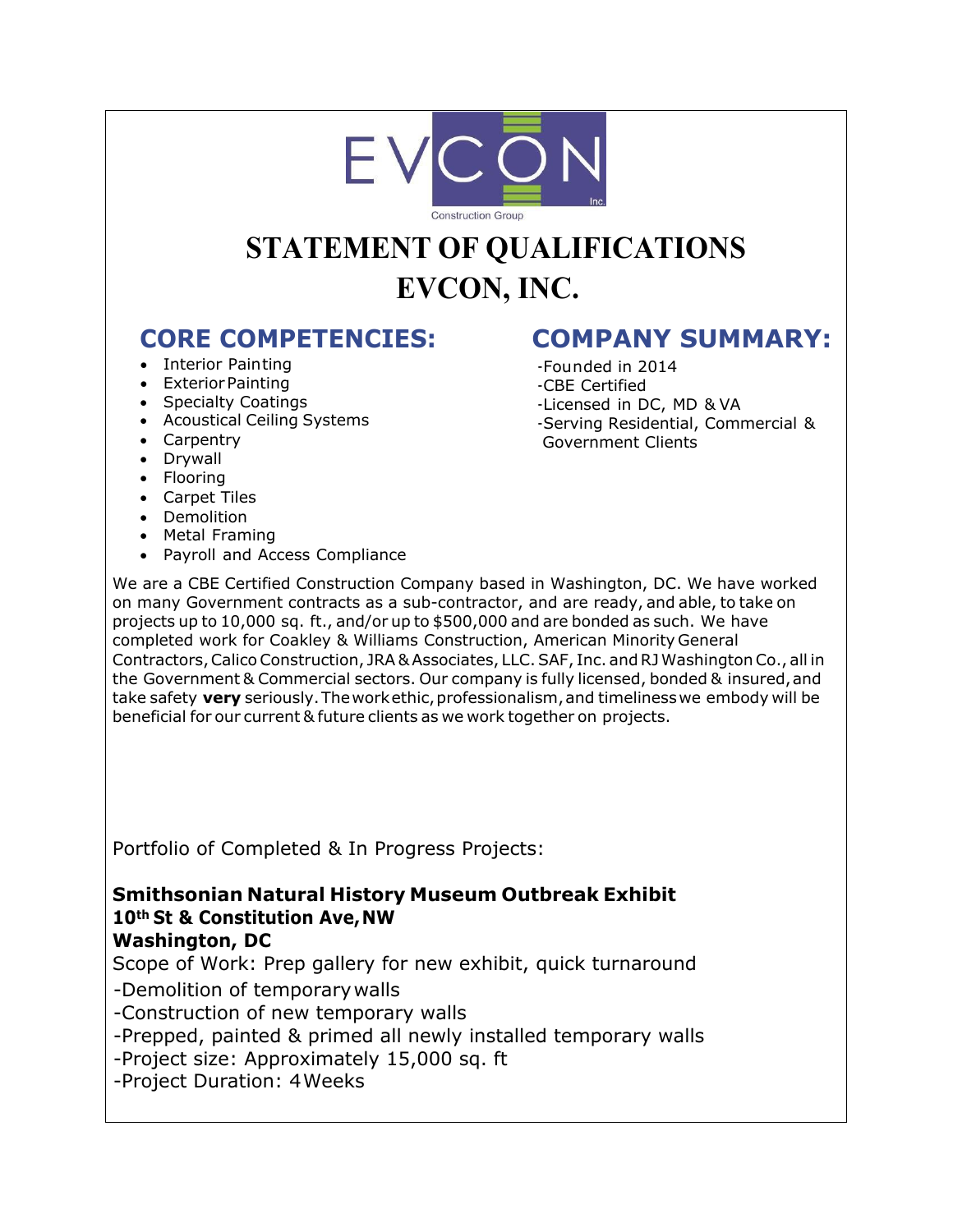EVCON Inc.
Construction Group

# STATEMENT OF QUALIFICATIONS
# EVCON, INC.

## CORE COMPETENCIES:

- Interior Painting
- Exterior Painting
- Specialty Coatings
- Acoustical Ceiling Systems
- Carpentry
- Drywall
- Flooring
- Carpet Tiles
- Demolition
- Metal Framing
- Payroll and Access Compliance

## COMPANY SUMMARY:

-Founded in 2014
-CBE Certified
-Licensed in DC, MD & VA
-Serving Residential, Commercial & Government Clients

We are a CBE Certified Construction Company based in Washington, DC. We have worked on many Government contracts as a sub-contractor, and are ready, and able, to take on projects up to 10,000 sq. ft., and/or up to $500,000 and are bonded as such. We have completed work for Coakley & Williams Construction, American Minority General Contractors, Calico Construction, JRA & Associates, LLC. SAF, Inc. and RJ Washington Co., all in the Government & Commercial sectors. Our company is fully licensed, bonded & insured, and take safety **very** seriously. The work ethic, professionalism, and timeliness we embody will be beneficial for our current & future clients as we work together on projects.

Portfolio of Completed & In Progress Projects:

**Smithsonian Natural History Museum Outbreak Exhibit**
**10th St & Constitution Ave, NW**
**Washington, DC**

Scope of Work: Prep gallery for new exhibit, quick turnaround
-Demolition of temporary walls
-Construction of new temporary walls
-Prepped, painted & primed all newly installed temporary walls
-Project size: Approximately 15,000 sq. ft
-Project Duration: 4 Weeks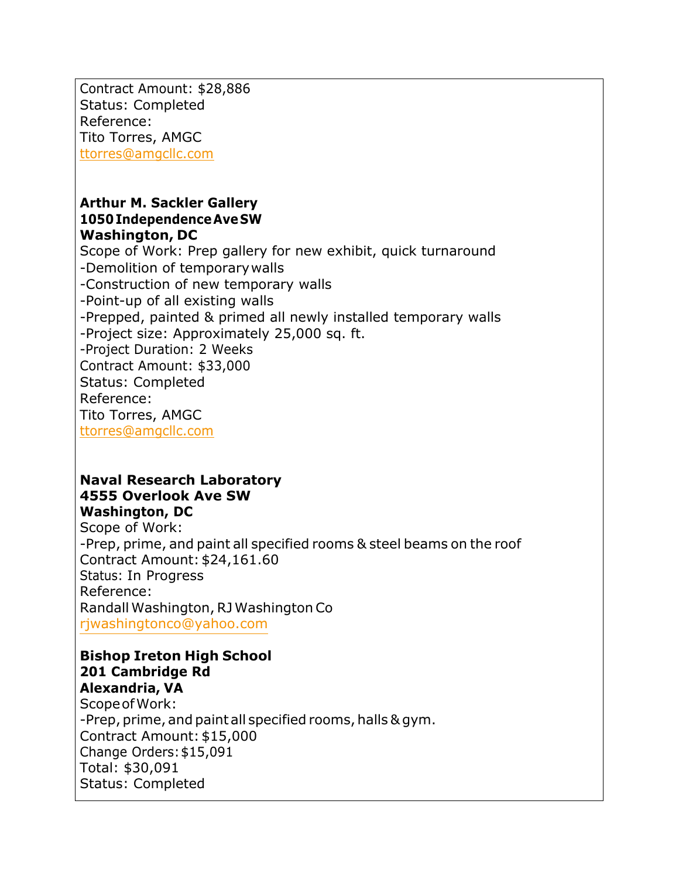Contract Amount: $28,886
Status: Completed
Reference:
Tito Torres, AMGC
ttorres@amgcllc.com

**Arthur M. Sackler Gallery**
**1050 Independence Ave SW**
**Washington, DC**
Scope of Work: Prep gallery for new exhibit, quick turnaround
-Demolition of temporary walls
-Construction of new temporary walls
-Point-up of all existing walls
-Prepped, painted & primed all newly installed temporary walls
-Project size: Approximately 25,000 sq. ft.
-Project Duration: 2 Weeks
Contract Amount: $33,000
Status: Completed
Reference:
Tito Torres, AMGC
ttorres@amgcllc.com

**Naval Research Laboratory**
**4555 Overlook Ave SW**
**Washington, DC**
Scope of Work:
-Prep, prime, and paint all specified rooms & steel beams on the roof
Contract Amount: $24,161.60
Status: In Progress
Reference:
Randall Washington, RJ Washington Co
rjwashingtonco@yahoo.com

**Bishop Ireton High School**
**201 Cambridge Rd**
**Alexandria, VA**
Scope of Work:
-Prep, prime, and paint all specified rooms, halls & gym.
Contract Amount: $15,000
Change Orders: $15,091
Total: $30,091
Status: Completed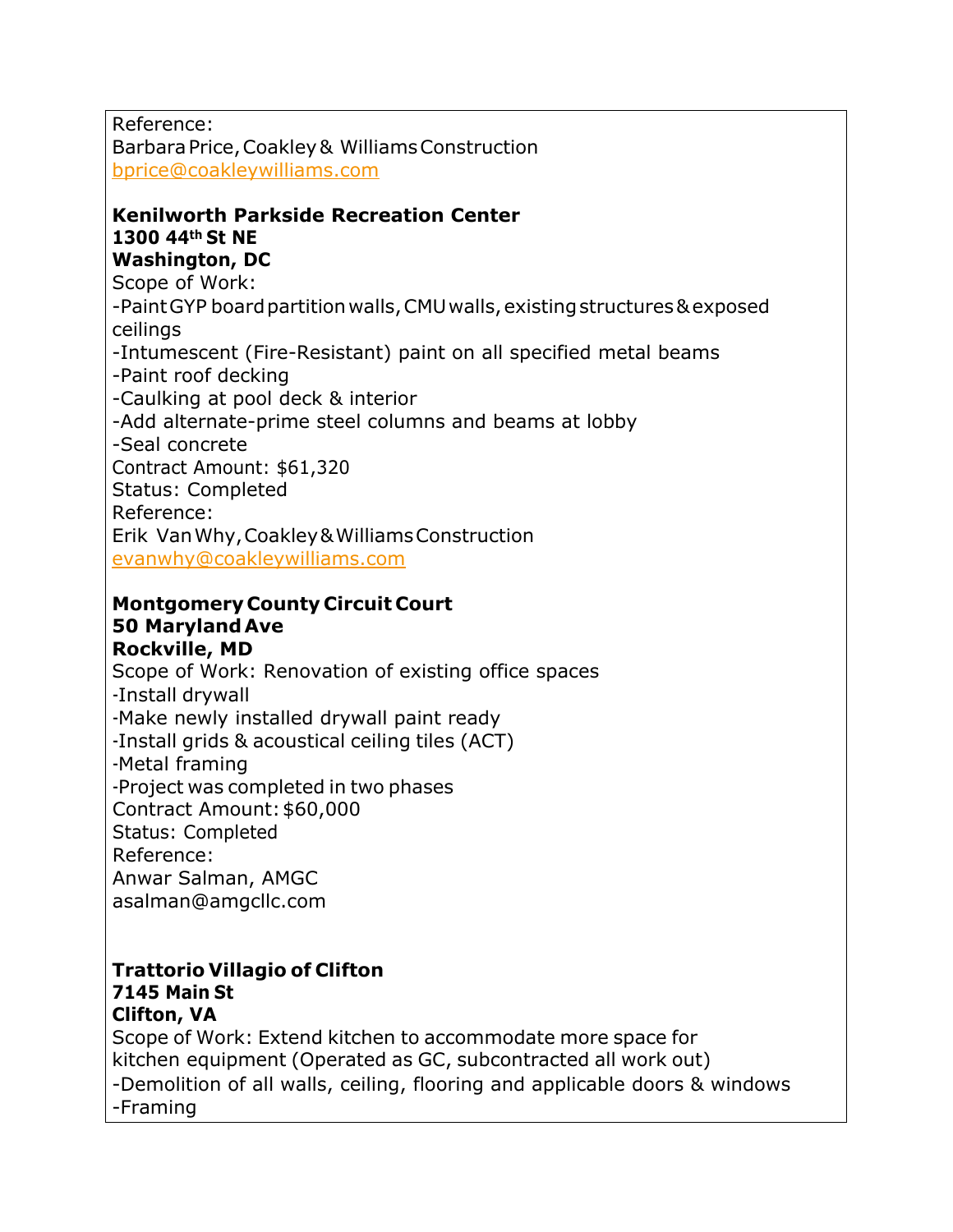Reference:
Barbara Price, Coakley & Williams Construction
bprice@coakleywilliams.com

**Kenilworth Parkside Recreation Center**
**1300 44th St NE**
**Washington, DC**
Scope of Work:
-Paint GYP board partition walls, CMU walls, existing structures & exposed ceilings
-Intumescent (Fire-Resistant) paint on all specified metal beams
-Paint roof decking
-Caulking at pool deck & interior
-Add alternate-prime steel columns and beams at lobby
-Seal concrete
Contract Amount: $61,320
Status: Completed
Reference:
Erik Van Why, Coakley & Williams Construction
evanwhy@coakleywilliams.com

**Montgomery County Circuit Court**
**50 Maryland Ave**
**Rockville, MD**
Scope of Work: Renovation of existing office spaces
-Install drywall
-Make newly installed drywall paint ready
-Install grids & acoustical ceiling tiles (ACT)
-Metal framing
-Project was completed in two phases
Contract Amount: $60,000
Status: Completed
Reference:
Anwar Salman, AMGC
asalman@amgcllc.com

**Trattorio Villagio of Clifton**
**7145 Main St**
**Clifton, VA**
Scope of Work: Extend kitchen to accommodate more space for kitchen equipment (Operated as GC, subcontracted all work out)
-Demolition of all walls, ceiling, flooring and applicable doors & windows
-Framing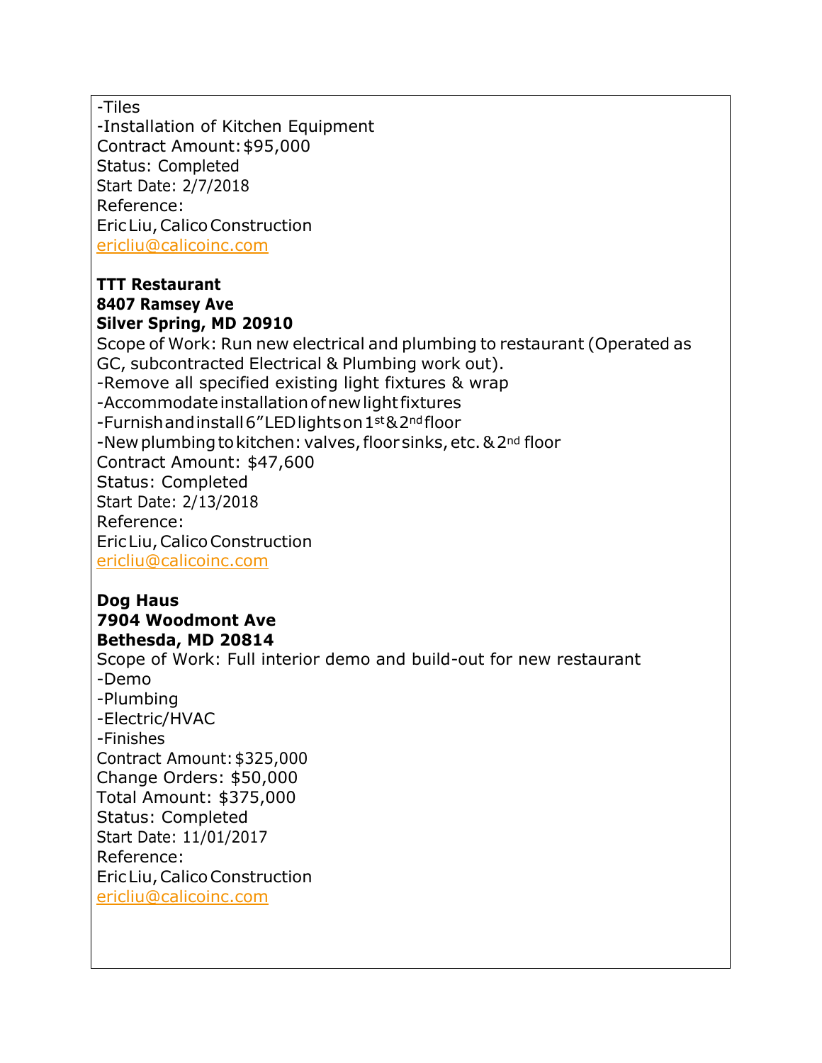-Tiles
-Installation of Kitchen Equipment
Contract Amount: $95,000
Status: Completed
Start Date: 2/7/2018
Reference:
Eric Liu, Calico Construction
ericliu@calicoinc.com

**TTT Restaurant**
**8407 Ramsey Ave**
**Silver Spring, MD 20910**
Scope of Work: Run new electrical and plumbing to restaurant (Operated as GC, subcontracted Electrical & Plumbing work out).
-Remove all specified existing light fixtures & wrap
-Accommodate installation of new light fixtures
-Furnish and install 6" LED lights on 1st & 2nd floor
-New plumbing to kitchen: valves, floor sinks, etc. & 2nd floor
Contract Amount: $47,600
Status: Completed
Start Date: 2/13/2018
Reference:
Eric Liu, Calico Construction
ericliu@calicoinc.com

**Dog Haus**
**7904 Woodmont Ave**
**Bethesda, MD 20814**
Scope of Work: Full interior demo and build-out for new restaurant
-Demo
-Plumbing
-Electric/HVAC
-Finishes
Contract Amount: $325,000
Change Orders: $50,000
Total Amount: $375,000
Status: Completed
Start Date: 11/01/2017
Reference:
Eric Liu, Calico Construction
ericliu@calicoinc.com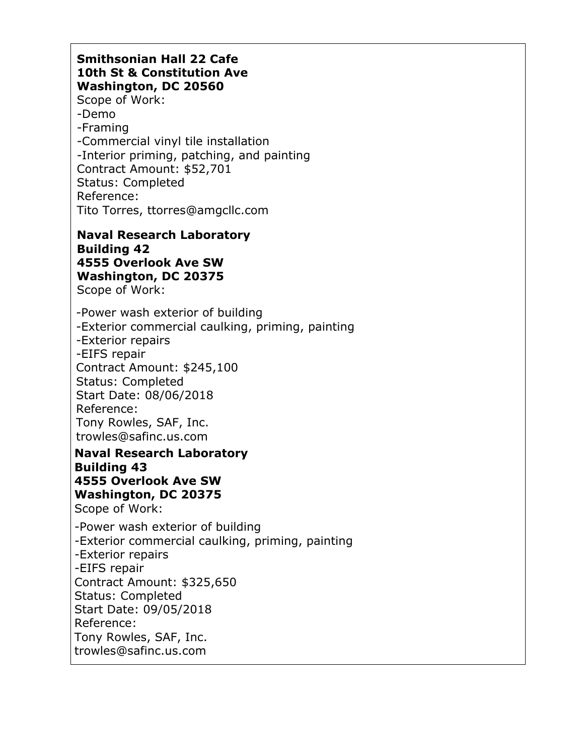**Smithsonian Hall 22 Cafe**
**10th St & Constitution Ave**
**Washington, DC 20560**

Scope of Work:

- Demo
- Framing
- Commercial vinyl tile installation
- Interior priming, patching, and painting

Contract Amount: $52,701
Status: Completed
Reference:
Tito Torres, ttorres@amgcllc.com

**Naval Research Laboratory**
**Building 42**
**4555 Overlook Ave SW**
**Washington, DC 20375**

Scope of Work:

- Power wash exterior of building
- Exterior commercial caulking, priming, painting
- Exterior repairs
- EIFS repair

Contract Amount: $245,100
Status: Completed
Start Date: 08/06/2018
Reference:
Tony Rowles, SAF, Inc.
trowles@safinc.us.com

**Naval Research Laboratory**
**Building 43**
**4555 Overlook Ave SW**
**Washington, DC 20375**

Scope of Work:

- Power wash exterior of building
- Exterior commercial caulking, priming, painting
- Exterior repairs
- EIFS repair

Contract Amount: $325,650
Status: Completed
Start Date: 09/05/2018
Reference:
Tony Rowles, SAF, Inc.
trowles@safinc.us.com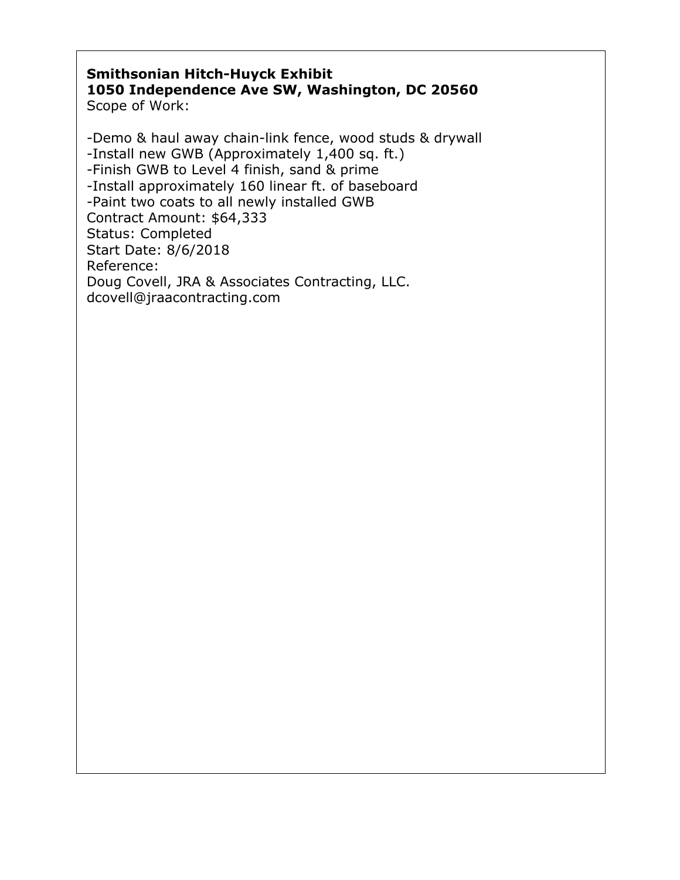**Smithsonian Hitch-Huyck Exhibit**
**1050 Independence Ave SW, Washington, DC 20560**
Scope of Work:

- Demo & haul away chain-link fence, wood studs & drywall
- Install new GWB (Approximately 1,400 sq. ft.)
- Finish GWB to Level 4 finish, sand & prime
- Install approximately 160 linear ft. of baseboard
- Paint two coats to all newly installed GWB

Contract Amount: $64,333
Status: Completed
Start Date: 8/6/2018
Reference:
Doug Covell, JRA & Associates Contracting, LLC.
dcovell@jraacontracting.com